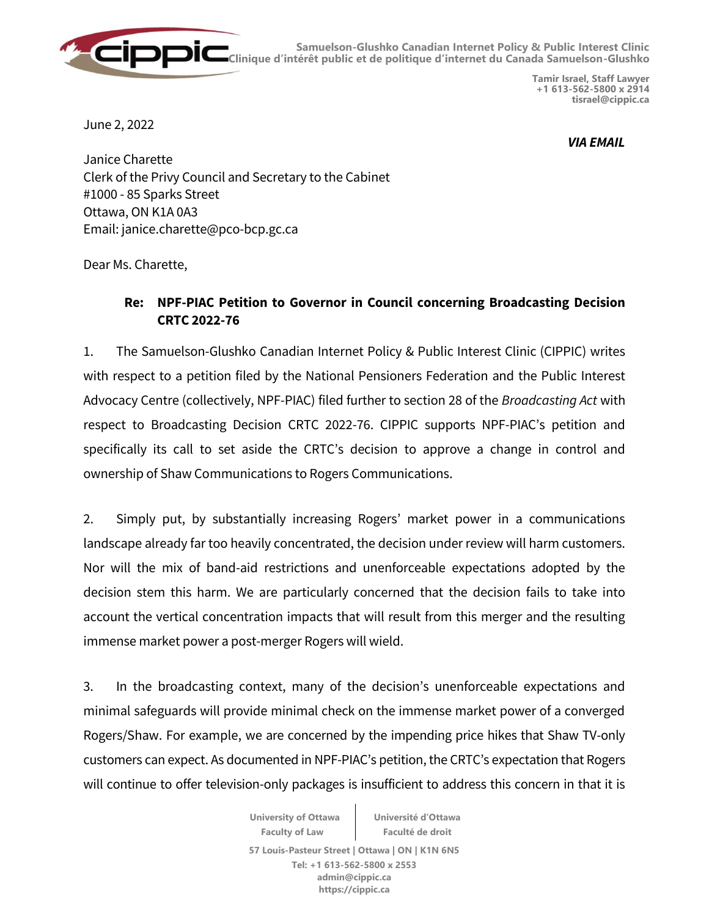Samuelson-Glushko Canadian Internet Policy & Public Interest Clinic
Clinique d'intérêt public et de politique d'internet du Canada Samuelson-Glushko

**Tamir Israel, Staff Lawyer**
**+1 613-562-5800 x 2914**
**tisrael@cippic.ca**

June 2, 2022

***VIA EMAIL***

Janice Charette
Clerk of the Privy Council and Secretary to the Cabinet
#1000 - 85 Sparks Street
Ottawa, ON K1A 0A3
Email: janice.charette@pco-bcp.gc.ca

Dear Ms. Charette,

**Re: NPF-PIAC Petition to Governor in Council concerning Broadcasting Decision CRTC 2022-76**

1. The Samuelson-Glushko Canadian Internet Policy & Public Interest Clinic (CIPPIC) writes with respect to a petition filed by the National Pensioners Federation and the Public Interest Advocacy Centre (collectively, NPF-PIAC) filed further to section 28 of the *Broadcasting Act* with respect to Broadcasting Decision CRTC 2022-76. CIPPIC supports NPF-PIAC's petition and specifically its call to set aside the CRTC's decision to approve a change in control and ownership of Shaw Communications to Rogers Communications.

2. Simply put, by substantially increasing Rogers' market power in a communications landscape already far too heavily concentrated, the decision under review will harm customers. Nor will the mix of band-aid restrictions and unenforceable expectations adopted by the decision stem this harm. We are particularly concerned that the decision fails to take into account the vertical concentration impacts that will result from this merger and the resulting immense market power a post-merger Rogers will wield.

3. In the broadcasting context, many of the decision's unenforceable expectations and minimal safeguards will provide minimal check on the immense market power of a converged Rogers/Shaw. For example, we are concerned by the impending price hikes that Shaw TV-only customers can expect. As documented in NPF-PIAC's petition, the CRTC's expectation that Rogers will continue to offer television-only packages is insufficient to address this concern in that it is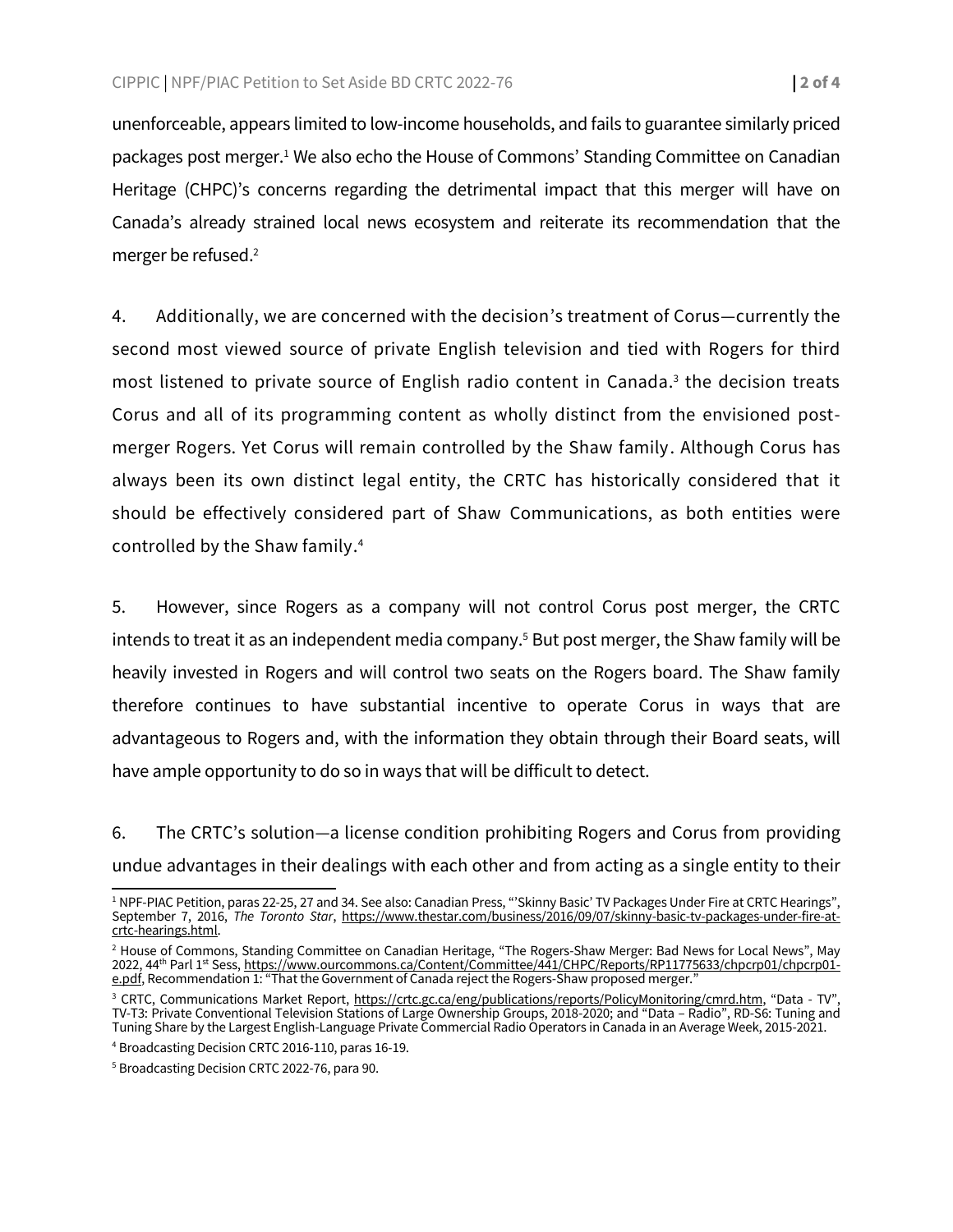unenforceable, appears limited to low-income households, and fails to guarantee similarly priced packages post merger.[1] We also echo the House of Commons' Standing Committee on Canadian Heritage (CHPC)'s concerns regarding the detrimental impact that this merger will have on Canada's already strained local news ecosystem and reiterate its recommendation that the merger be refused.[2]

4. Additionally, we are concerned with the decision's treatment of Corus—currently the second most viewed source of private English television and tied with Rogers for third most listened to private source of English radio content in Canada.[3] the decision treats Corus and all of its programming content as wholly distinct from the envisioned post-merger Rogers. Yet Corus will remain controlled by the Shaw family. Although Corus has always been its own distinct legal entity, the CRTC has historically considered that it should be effectively considered part of Shaw Communications, as both entities were controlled by the Shaw family.[4]

5. However, since Rogers as a company will not control Corus post merger, the CRTC intends to treat it as an independent media company.[5] But post merger, the Shaw family will be heavily invested in Rogers and will control two seats on the Rogers board. The Shaw family therefore continues to have substantial incentive to operate Corus in ways that are advantageous to Rogers and, with the information they obtain through their Board seats, will have ample opportunity to do so in ways that will be difficult to detect.

6. The CRTC's solution—a license condition prohibiting Rogers and Corus from providing undue advantages in their dealings with each other and from acting as a single entity to their

---

[1] NPF-PIAC Petition, paras 22-25, 27 and 34. See also: Canadian Press, "'Skinny Basic' TV Packages Under Fire at CRTC Hearings", September 7, 2016, *The Toronto Star*, https://www.thestar.com/business/2016/09/07/skinny-basic-tv-packages-under-fire-at-crtc-hearings.html.

[2] House of Commons, Standing Committee on Canadian Heritage, "The Rogers-Shaw Merger: Bad News for Local News", May 2022, 44th Parl 1st Sess, https://www.ourcommons.ca/Content/Committee/441/CHPC/Reports/RP11775633/chpcrp01/chpcrp01-e.pdf, Recommendation 1: "That the Government of Canada reject the Rogers-Shaw proposed merger."

[3] CRTC, Communications Market Report, https://crtc.gc.ca/eng/publications/reports/PolicyMonitoring/cmrd.htm, "Data - TV", TV-T3: Private Conventional Television Stations of Large Ownership Groups, 2018-2020; and "Data – Radio", RD-S6: Tuning and Tuning Share by the Largest English-Language Private Commercial Radio Operators in Canada in an Average Week, 2015-2021.

[4] Broadcasting Decision CRTC 2016-110, paras 16-19.

[5] Broadcasting Decision CRTC 2022-76, para 90.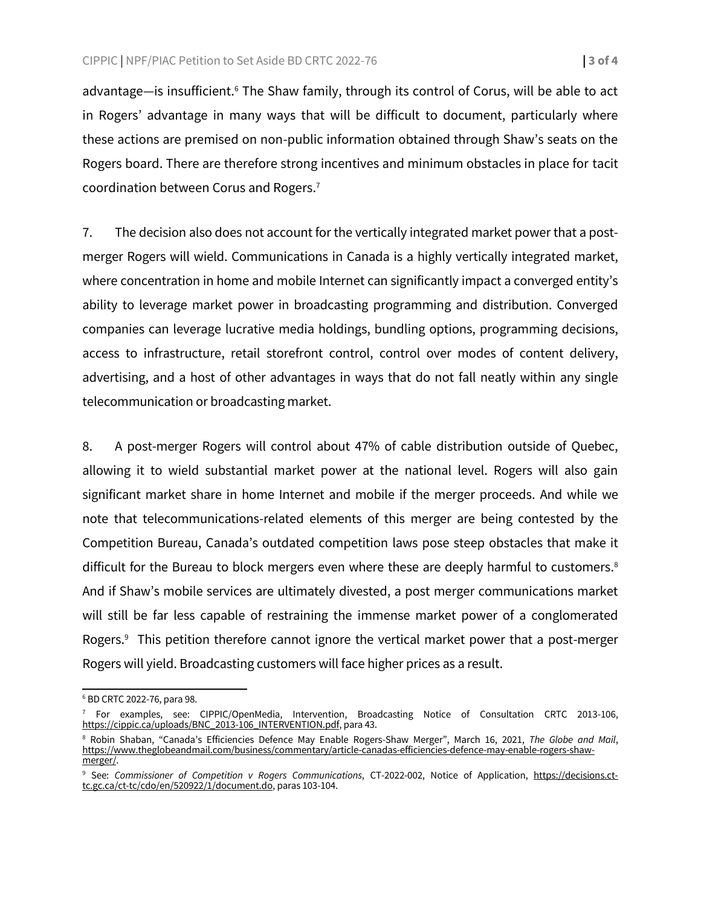advantage—is insufficient.[6] The Shaw family, through its control of Corus, will be able to act in Rogers' advantage in many ways that will be difficult to document, particularly where these actions are premised on non-public information obtained through Shaw's seats on the Rogers board. There are therefore strong incentives and minimum obstacles in place for tacit coordination between Corus and Rogers.[7]

7. The decision also does not account for the vertically integrated market power that a post-merger Rogers will wield. Communications in Canada is a highly vertically integrated market, where concentration in home and mobile Internet can significantly impact a converged entity's ability to leverage market power in broadcasting programming and distribution. Converged companies can leverage lucrative media holdings, bundling options, programming decisions, access to infrastructure, retail storefront control, control over modes of content delivery, advertising, and a host of other advantages in ways that do not fall neatly within any single telecommunication or broadcasting market.

8. A post-merger Rogers will control about 47% of cable distribution outside of Quebec, allowing it to wield substantial market power at the national level. Rogers will also gain significant market share in home Internet and mobile if the merger proceeds. And while we note that telecommunications-related elements of this merger are being contested by the Competition Bureau, Canada's outdated competition laws pose steep obstacles that make it difficult for the Bureau to block mergers even where these are deeply harmful to customers.[8] And if Shaw's mobile services are ultimately divested, a post merger communications market will still be far less capable of restraining the immense market power of a conglomerated Rogers.[9] This petition therefore cannot ignore the vertical market power that a post-merger Rogers will yield. Broadcasting customers will face higher prices as a result.

---

[6] BD CRTC 2022-76, para 98.

[7] For examples, see: CIPPIC/OpenMedia, Intervention, Broadcasting Notice of Consultation CRTC 2013-106, https://cippic.ca/uploads/BNC_2013-106_INTERVENTION.pdf, para 43.

[8] Robin Shaban, "Canada's Efficiencies Defence May Enable Rogers-Shaw Merger", March 16, 2021, *The Globe and Mail*, https://www.theglobeandmail.com/business/commentary/article-canadas-efficiencies-defence-may-enable-rogers-shaw-merger/.

[9] See: *Commissioner of Competition v Rogers Communications*, CT-2022-002, Notice of Application, https://decisions.ct-tc.gc.ca/ct-tc/cdo/en/520922/1/document.do, paras 103-104.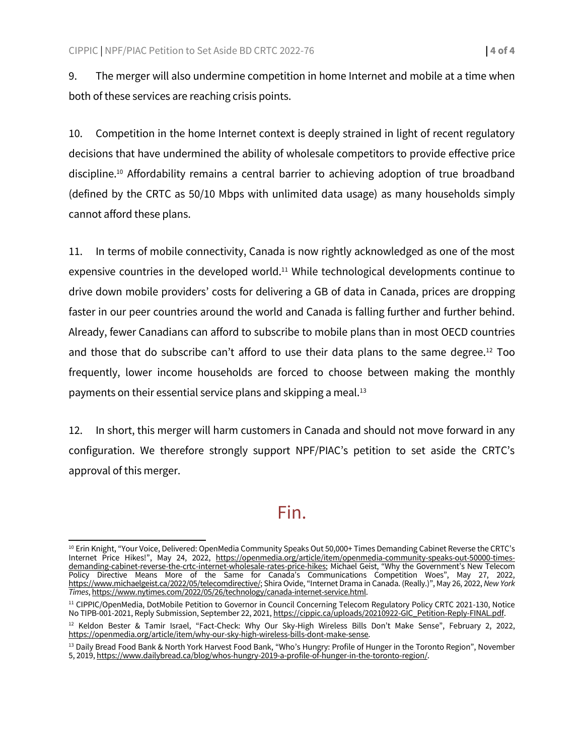9. The merger will also undermine competition in home Internet and mobile at a time when both of these services are reaching crisis points.

10. Competition in the home Internet context is deeply strained in light of recent regulatory decisions that have undermined the ability of wholesale competitors to provide effective price discipline.[10] Affordability remains a central barrier to achieving adoption of true broadband (defined by the CRTC as 50/10 Mbps with unlimited data usage) as many households simply cannot afford these plans.

11. In terms of mobile connectivity, Canada is now rightly acknowledged as one of the most expensive countries in the developed world.[11] While technological developments continue to drive down mobile providers' costs for delivering a GB of data in Canada, prices are dropping faster in our peer countries around the world and Canada is falling further and further behind. Already, fewer Canadians can afford to subscribe to mobile plans than in most OECD countries and those that do subscribe can't afford to use their data plans to the same degree.[12] Too frequently, lower income households are forced to choose between making the monthly payments on their essential service plans and skipping a meal.[13]

12. In short, this merger will harm customers in Canada and should not move forward in any configuration. We therefore strongly support NPF/PIAC's petition to set aside the CRTC's approval of this merger.

Fin.

[10] Erin Knight, "Your Voice, Delivered: OpenMedia Community Speaks Out 50,000+ Times Demanding Cabinet Reverse the CRTC's Internet Price Hikes!", May 24, 2022, https://openmedia.org/article/item/openmedia-community-speaks-out-50000-times-demanding-cabinet-reverse-the-crtc-internet-wholesale-rates-price-hikes; Michael Geist, "Why the Government's New Telecom Policy Directive Means More of the Same for Canada's Communications Competition Woes", May 27, 2022, https://www.michaelgeist.ca/2022/05/telecomdirective/; Shira Ovide, "Internet Drama in Canada. (Really.)", May 26, 2022, *New York Times*, https://www.nytimes.com/2022/05/26/technology/canada-internet-service.html.

[11] CIPPIC/OpenMedia, DotMobile Petition to Governor in Council Concerning Telecom Regulatory Policy CRTC 2021-130, Notice No TIPB-001-2021, Reply Submission, September 22, 2021, https://cippic.ca/uploads/20210922-GIC_Petition-Reply-FINAL.pdf.

[12] Keldon Bester & Tamir Israel, "Fact-Check: Why Our Sky-High Wireless Bills Don't Make Sense", February 2, 2022, https://openmedia.org/article/item/why-our-sky-high-wireless-bills-dont-make-sense.

[13] Daily Bread Food Bank & North York Harvest Food Bank, "Who's Hungry: Profile of Hunger in the Toronto Region", November 5, 2019, https://www.dailybread.ca/blog/whos-hungry-2019-a-profile-of-hunger-in-the-toronto-region/.